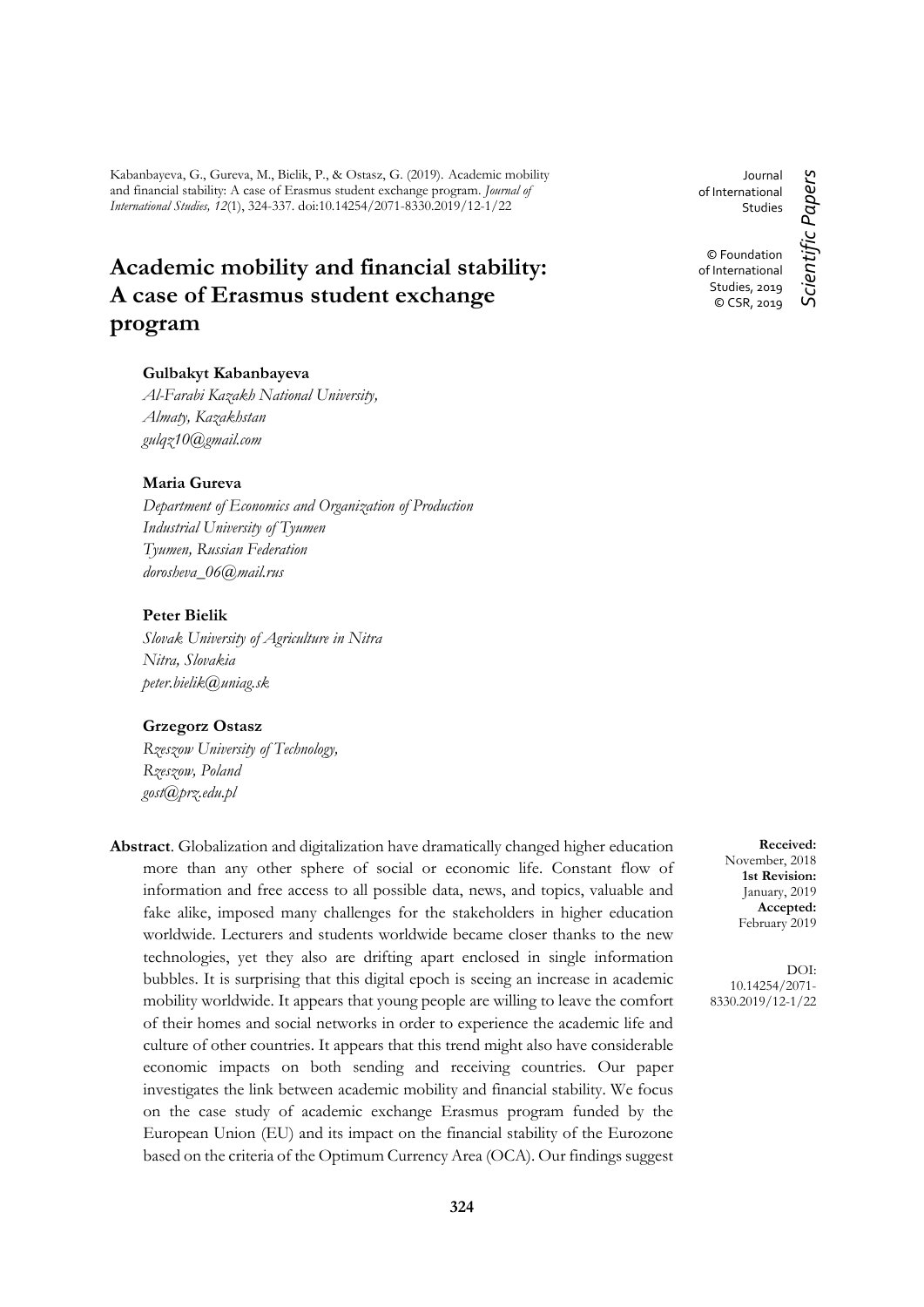Kabanbayeva, G., Gureva, M., Bielik, P., & Ostasz, G. (2019). Academic mobility and financial stability: A case of Erasmus student exchange program. *Journal of International Studies, 12*(1), 324-337. doi:10.14254/2071-8330.2019/12-1/22

Journal of International Studies

© Foundation of International Studies, 2019
© CSR, 2019

*Scientific Papers*

# Academic mobility and financial stability: A case of Erasmus student exchange program

**Gulbakyt Kabanbayeva**
*Al-Farabi Kazakh National University,*
*Almaty, Kazakhstan*
*gulqz10@gmail.com*

**Maria Gureva**
*Department of Economics and Organization of Production*
*Industrial University of Tyumen*
*Tyumen, Russian Federation*
*dorosheva_06@mail.rus*

**Peter Bielik**
*Slovak University of Agriculture in Nitra*
*Nitra, Slovakia*
*peter.bielik@uniag.sk*

**Grzegorz Ostasz**
*Rzeszow University of Technology,*
*Rzeszow, Poland*
*gost@prz.edu.pl*

**Received:** November, 2018
**1st Revision:** January, 2019
**Accepted:** February 2019

DOI: 10.14254/2071-8330.2019/12-1/22

**Abstract**. Globalization and digitalization have dramatically changed higher education more than any other sphere of social or economic life. Constant flow of information and free access to all possible data, news, and topics, valuable and fake alike, imposed many challenges for the stakeholders in higher education worldwide. Lecturers and students worldwide became closer thanks to the new technologies, yet they also are drifting apart enclosed in single information bubbles. It is surprising that this digital epoch is seeing an increase in academic mobility worldwide. It appears that young people are willing to leave the comfort of their homes and social networks in order to experience the academic life and culture of other countries. It appears that this trend might also have considerable economic impacts on both sending and receiving countries. Our paper investigates the link between academic mobility and financial stability. We focus on the case study of academic exchange Erasmus program funded by the European Union (EU) and its impact on the financial stability of the Eurozone based on the criteria of the Optimum Currency Area (OCA). Our findings suggest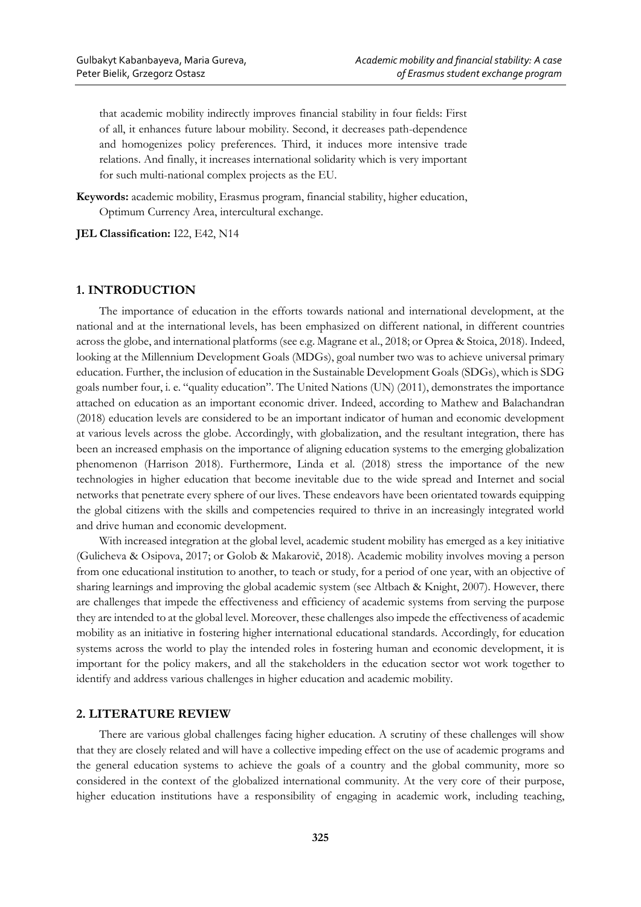that academic mobility indirectly improves financial stability in four fields: First of all, it enhances future labour mobility. Second, it decreases path-dependence and homogenizes policy preferences. Third, it induces more intensive trade relations. And finally, it increases international solidarity which is very important for such multi-national complex projects as the EU.

**Keywords:** academic mobility, Erasmus program, financial stability, higher education, Optimum Currency Area, intercultural exchange.

**JEL Classification:** I22, E42, N14

## 1. INTRODUCTION

The importance of education in the efforts towards national and international development, at the national and at the international levels, has been emphasized on different national, in different countries across the globe, and international platforms (see e.g. Magrane et al., 2018; or Oprea & Stoica, 2018). Indeed, looking at the Millennium Development Goals (MDGs), goal number two was to achieve universal primary education. Further, the inclusion of education in the Sustainable Development Goals (SDGs), which is SDG goals number four, i. e. "quality education". The United Nations (UN) (2011), demonstrates the importance attached on education as an important economic driver. Indeed, according to Mathew and Balachandran (2018) education levels are considered to be an important indicator of human and economic development at various levels across the globe. Accordingly, with globalization, and the resultant integration, there has been an increased emphasis on the importance of aligning education systems to the emerging globalization phenomenon (Harrison 2018). Furthermore, Linda et al. (2018) stress the importance of the new technologies in higher education that become inevitable due to the wide spread and Internet and social networks that penetrate every sphere of our lives. These endeavors have been orientated towards equipping the global citizens with the skills and competencies required to thrive in an increasingly integrated world and drive human and economic development.

With increased integration at the global level, academic student mobility has emerged as a key initiative (Gulicheva & Osipova, 2017; or Golob & Makarovič, 2018). Academic mobility involves moving a person from one educational institution to another, to teach or study, for a period of one year, with an objective of sharing learnings and improving the global academic system (see Altbach & Knight, 2007). However, there are challenges that impede the effectiveness and efficiency of academic systems from serving the purpose they are intended to at the global level. Moreover, these challenges also impede the effectiveness of academic mobility as an initiative in fostering higher international educational standards. Accordingly, for education systems across the world to play the intended roles in fostering human and economic development, it is important for the policy makers, and all the stakeholders in the education sector wot work together to identify and address various challenges in higher education and academic mobility.

## 2. LITERATURE REVIEW

There are various global challenges facing higher education. A scrutiny of these challenges will show that they are closely related and will have a collective impeding effect on the use of academic programs and the general education systems to achieve the goals of a country and the global community, more so considered in the context of the globalized international community. At the very core of their purpose, higher education institutions have a responsibility of engaging in academic work, including teaching,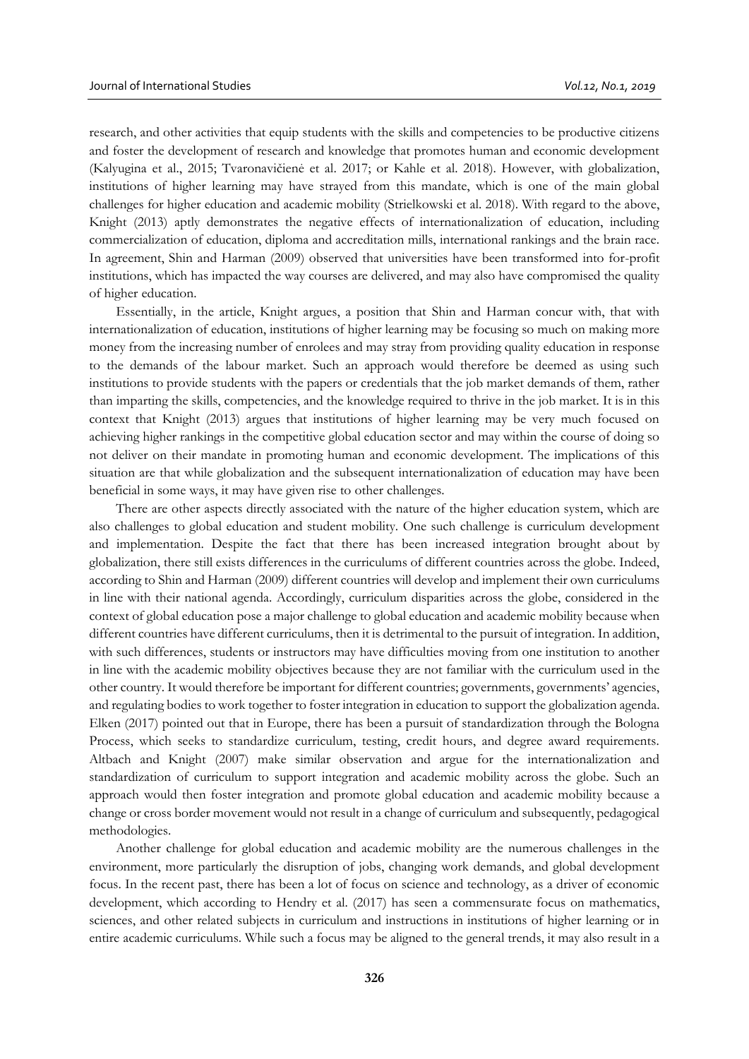research, and other activities that equip students with the skills and competencies to be productive citizens and foster the development of research and knowledge that promotes human and economic development (Kalyugina et al., 2015; Tvaronavičienė et al. 2017; or Kahle et al. 2018). However, with globalization, institutions of higher learning may have strayed from this mandate, which is one of the main global challenges for higher education and academic mobility (Strielkowski et al. 2018). With regard to the above, Knight (2013) aptly demonstrates the negative effects of internationalization of education, including commercialization of education, diploma and accreditation mills, international rankings and the brain race. In agreement, Shin and Harman (2009) observed that universities have been transformed into for-profit institutions, which has impacted the way courses are delivered, and may also have compromised the quality of higher education.

Essentially, in the article, Knight argues, a position that Shin and Harman concur with, that with internationalization of education, institutions of higher learning may be focusing so much on making more money from the increasing number of enrolees and may stray from providing quality education in response to the demands of the labour market. Such an approach would therefore be deemed as using such institutions to provide students with the papers or credentials that the job market demands of them, rather than imparting the skills, competencies, and the knowledge required to thrive in the job market. It is in this context that Knight (2013) argues that institutions of higher learning may be very much focused on achieving higher rankings in the competitive global education sector and may within the course of doing so not deliver on their mandate in promoting human and economic development. The implications of this situation are that while globalization and the subsequent internationalization of education may have been beneficial in some ways, it may have given rise to other challenges.

There are other aspects directly associated with the nature of the higher education system, which are also challenges to global education and student mobility. One such challenge is curriculum development and implementation. Despite the fact that there has been increased integration brought about by globalization, there still exists differences in the curriculums of different countries across the globe. Indeed, according to Shin and Harman (2009) different countries will develop and implement their own curriculums in line with their national agenda. Accordingly, curriculum disparities across the globe, considered in the context of global education pose a major challenge to global education and academic mobility because when different countries have different curriculums, then it is detrimental to the pursuit of integration. In addition, with such differences, students or instructors may have difficulties moving from one institution to another in line with the academic mobility objectives because they are not familiar with the curriculum used in the other country. It would therefore be important for different countries; governments, governments' agencies, and regulating bodies to work together to foster integration in education to support the globalization agenda. Elken (2017) pointed out that in Europe, there has been a pursuit of standardization through the Bologna Process, which seeks to standardize curriculum, testing, credit hours, and degree award requirements. Altbach and Knight (2007) make similar observation and argue for the internationalization and standardization of curriculum to support integration and academic mobility across the globe. Such an approach would then foster integration and promote global education and academic mobility because a change or cross border movement would not result in a change of curriculum and subsequently, pedagogical methodologies.

Another challenge for global education and academic mobility are the numerous challenges in the environment, more particularly the disruption of jobs, changing work demands, and global development focus. In the recent past, there has been a lot of focus on science and technology, as a driver of economic development, which according to Hendry et al. (2017) has seen a commensurate focus on mathematics, sciences, and other related subjects in curriculum and instructions in institutions of higher learning or in entire academic curriculums. While such a focus may be aligned to the general trends, it may also result in a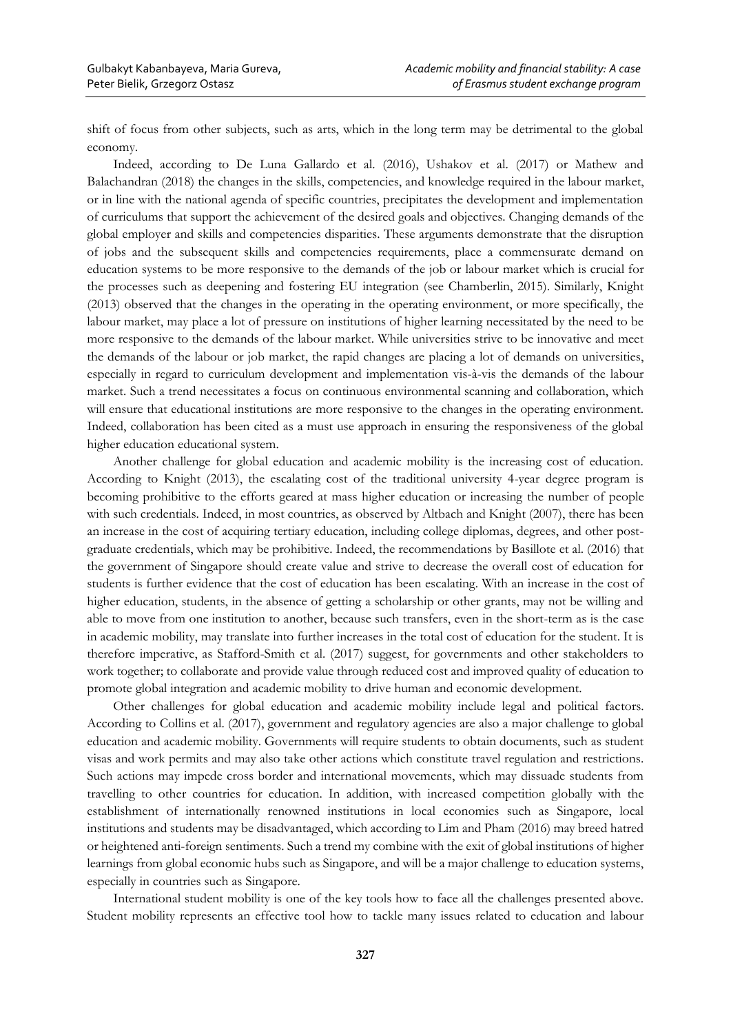shift of focus from other subjects, such as arts, which in the long term may be detrimental to the global economy.

Indeed, according to De Luna Gallardo et al. (2016), Ushakov et al. (2017) or Mathew and Balachandran (2018) the changes in the skills, competencies, and knowledge required in the labour market, or in line with the national agenda of specific countries, precipitates the development and implementation of curriculums that support the achievement of the desired goals and objectives. Changing demands of the global employer and skills and competencies disparities. These arguments demonstrate that the disruption of jobs and the subsequent skills and competencies requirements, place a commensurate demand on education systems to be more responsive to the demands of the job or labour market which is crucial for the processes such as deepening and fostering EU integration (see Chamberlin, 2015). Similarly, Knight (2013) observed that the changes in the operating in the operating environment, or more specifically, the labour market, may place a lot of pressure on institutions of higher learning necessitated by the need to be more responsive to the demands of the labour market. While universities strive to be innovative and meet the demands of the labour or job market, the rapid changes are placing a lot of demands on universities, especially in regard to curriculum development and implementation vis-à-vis the demands of the labour market. Such a trend necessitates a focus on continuous environmental scanning and collaboration, which will ensure that educational institutions are more responsive to the changes in the operating environment. Indeed, collaboration has been cited as a must use approach in ensuring the responsiveness of the global higher education educational system.

Another challenge for global education and academic mobility is the increasing cost of education. According to Knight (2013), the escalating cost of the traditional university 4-year degree program is becoming prohibitive to the efforts geared at mass higher education or increasing the number of people with such credentials. Indeed, in most countries, as observed by Altbach and Knight (2007), there has been an increase in the cost of acquiring tertiary education, including college diplomas, degrees, and other post-graduate credentials, which may be prohibitive. Indeed, the recommendations by Basillote et al. (2016) that the government of Singapore should create value and strive to decrease the overall cost of education for students is further evidence that the cost of education has been escalating. With an increase in the cost of higher education, students, in the absence of getting a scholarship or other grants, may not be willing and able to move from one institution to another, because such transfers, even in the short-term as is the case in academic mobility, may translate into further increases in the total cost of education for the student. It is therefore imperative, as Stafford-Smith et al. (2017) suggest, for governments and other stakeholders to work together; to collaborate and provide value through reduced cost and improved quality of education to promote global integration and academic mobility to drive human and economic development.

Other challenges for global education and academic mobility include legal and political factors. According to Collins et al. (2017), government and regulatory agencies are also a major challenge to global education and academic mobility. Governments will require students to obtain documents, such as student visas and work permits and may also take other actions which constitute travel regulation and restrictions. Such actions may impede cross border and international movements, which may dissuade students from travelling to other countries for education. In addition, with increased competition globally with the establishment of internationally renowned institutions in local economies such as Singapore, local institutions and students may be disadvantaged, which according to Lim and Pham (2016) may breed hatred or heightened anti-foreign sentiments. Such a trend my combine with the exit of global institutions of higher learnings from global economic hubs such as Singapore, and will be a major challenge to education systems, especially in countries such as Singapore.

International student mobility is one of the key tools how to face all the challenges presented above. Student mobility represents an effective tool how to tackle many issues related to education and labour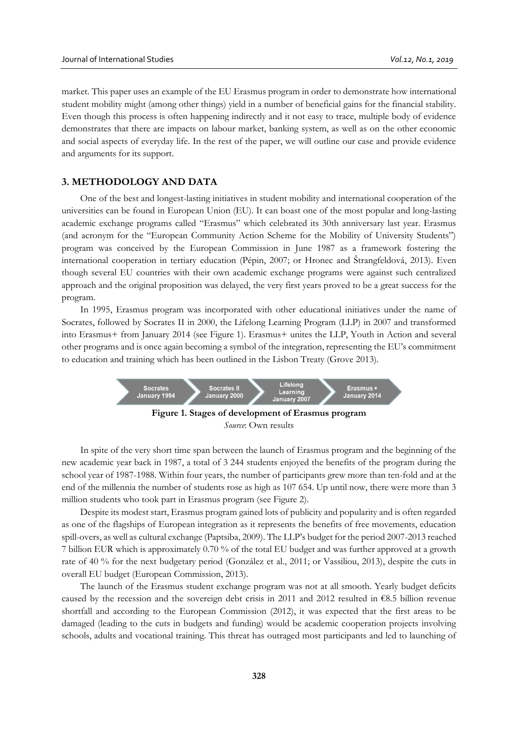market. This paper uses an example of the EU Erasmus program in order to demonstrate how international student mobility might (among other things) yield in a number of beneficial gains for the financial stability. Even though this process is often happening indirectly and it not easy to trace, multiple body of evidence demonstrates that there are impacts on labour market, banking system, as well as on the other economic and social aspects of everyday life. In the rest of the paper, we will outline our case and provide evidence and arguments for its support.

## 3. METHODOLOGY AND DATA

One of the best and longest-lasting initiatives in student mobility and international cooperation of the universities can be found in European Union (EU). It can boast one of the most popular and long-lasting academic exchange programs called "Erasmus" which celebrated its 30th anniversary last year. Erasmus (and acronym for the "European Community Action Scheme for the Mobility of University Students") program was conceived by the European Commission in June 1987 as a framework fostering the international cooperation in tertiary education (Pépin, 2007; or Hronec and Štrangfeldová, 2013). Even though several EU countries with their own academic exchange programs were against such centralized approach and the original proposition was delayed, the very first years proved to be a great success for the program.

In 1995, Erasmus program was incorporated with other educational initiatives under the name of Socrates, followed by Socrates II in 2000, the Lifelong Learning Program (LLP) in 2007 and transformed into Erasmus+ from January 2014 (see Figure 1). Erasmus+ unites the LLP, Youth in Action and several other programs and is once again becoming a symbol of the integration, representing the EU's commitment to education and training which has been outlined in the Lisbon Treaty (Grove 2013).

Socrates January 1994 → Socrates II January 2000 → Lifelong Learning January 2007 → Erasmus + January 2014

**Figure 1. Stages of development of Erasmus program**

*Source*: Own results

In spite of the very short time span between the launch of Erasmus program and the beginning of the new academic year back in 1987, a total of 3 244 students enjoyed the benefits of the program during the school year of 1987-1988. Within four years, the number of participants grew more than ten-fold and at the end of the millennia the number of students rose as high as 107 654. Up until now, there were more than 3 million students who took part in Erasmus program (see Figure 2).

Despite its modest start, Erasmus program gained lots of publicity and popularity and is often regarded as one of the flagships of European integration as it represents the benefits of free movements, education spill-overs, as well as cultural exchange (Paptsiba, 2009). The LLP's budget for the period 2007-2013 reached 7 billion EUR which is approximately 0.70 % of the total EU budget and was further approved at a growth rate of 40 % for the next budgetary period (González et al., 2011; or Vassiliou, 2013), despite the cuts in overall EU budget (European Commission, 2013).

The launch of the Erasmus student exchange program was not at all smooth. Yearly budget deficits caused by the recession and the sovereign debt crisis in 2011 and 2012 resulted in €8.5 billion revenue shortfall and according to the European Commission (2012), it was expected that the first areas to be damaged (leading to the cuts in budgets and funding) would be academic cooperation projects involving schools, adults and vocational training. This threat has outraged most participants and led to launching of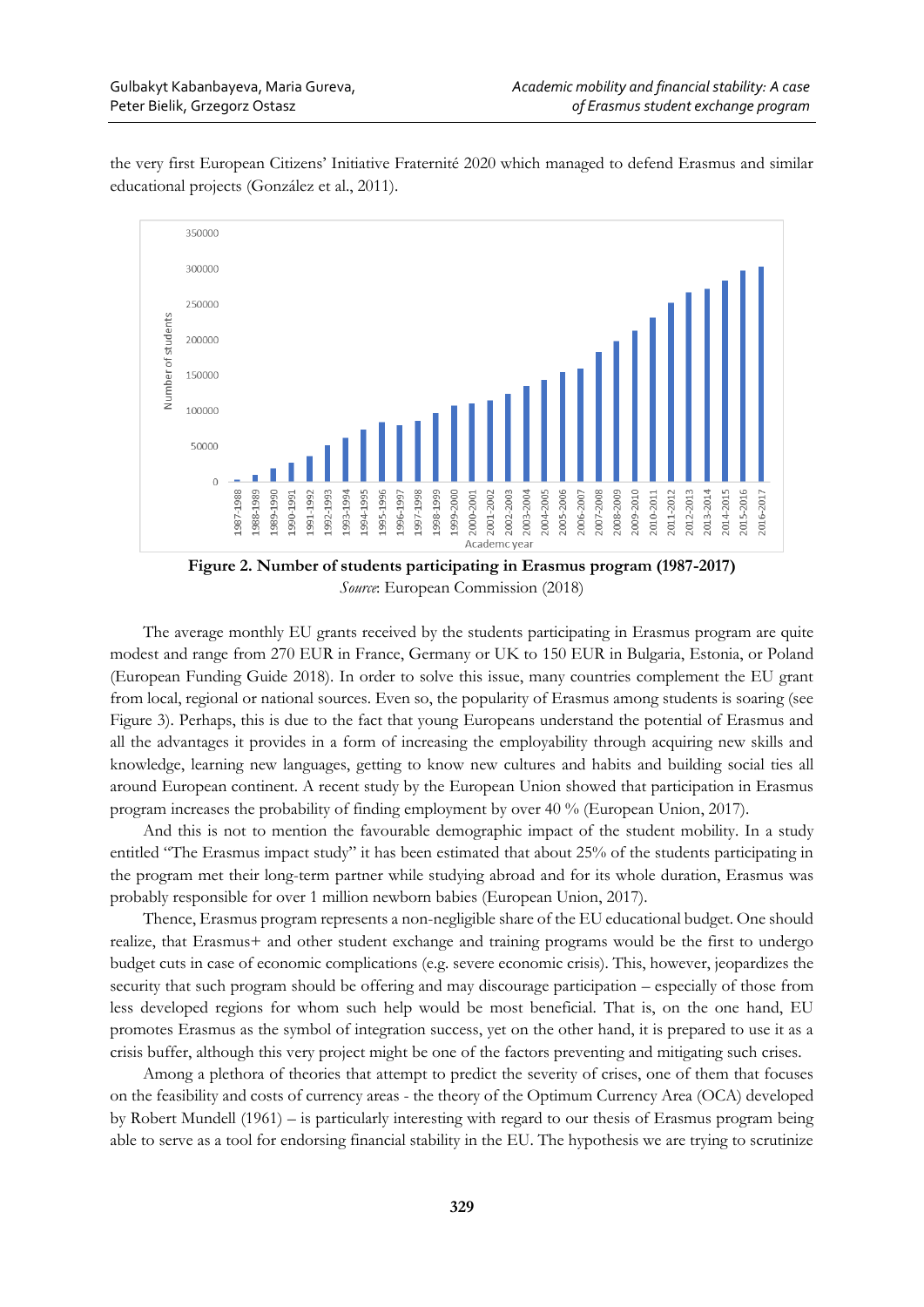the very first European Citizens' Initiative Fraternité 2020 which managed to defend Erasmus and similar educational projects (González et al., 2011).

**Figure 2. Number of students participating in Erasmus program (1987-2017)**

*Source*: European Commission (2018)

The average monthly EU grants received by the students participating in Erasmus program are quite modest and range from 270 EUR in France, Germany or UK to 150 EUR in Bulgaria, Estonia, or Poland (European Funding Guide 2018). In order to solve this issue, many countries complement the EU grant from local, regional or national sources. Even so, the popularity of Erasmus among students is soaring (see Figure 3). Perhaps, this is due to the fact that young Europeans understand the potential of Erasmus and all the advantages it provides in a form of increasing the employability through acquiring new skills and knowledge, learning new languages, getting to know new cultures and habits and building social ties all around European continent. A recent study by the European Union showed that participation in Erasmus program increases the probability of finding employment by over 40 % (European Union, 2017).

And this is not to mention the favourable demographic impact of the student mobility. In a study entitled "The Erasmus impact study" it has been estimated that about 25% of the students participating in the program met their long-term partner while studying abroad and for its whole duration, Erasmus was probably responsible for over 1 million newborn babies (European Union, 2017).

Thence, Erasmus program represents a non-negligible share of the EU educational budget. One should realize, that Erasmus+ and other student exchange and training programs would be the first to undergo budget cuts in case of economic complications (e.g. severe economic crisis). This, however, jeopardizes the security that such program should be offering and may discourage participation – especially of those from less developed regions for whom such help would be most beneficial. That is, on the one hand, EU promotes Erasmus as the symbol of integration success, yet on the other hand, it is prepared to use it as a crisis buffer, although this very project might be one of the factors preventing and mitigating such crises.

Among a plethora of theories that attempt to predict the severity of crises, one of them that focuses on the feasibility and costs of currency areas - the theory of the Optimum Currency Area (OCA) developed by Robert Mundell (1961) – is particularly interesting with regard to our thesis of Erasmus program being able to serve as a tool for endorsing financial stability in the EU. The hypothesis we are trying to scrutinize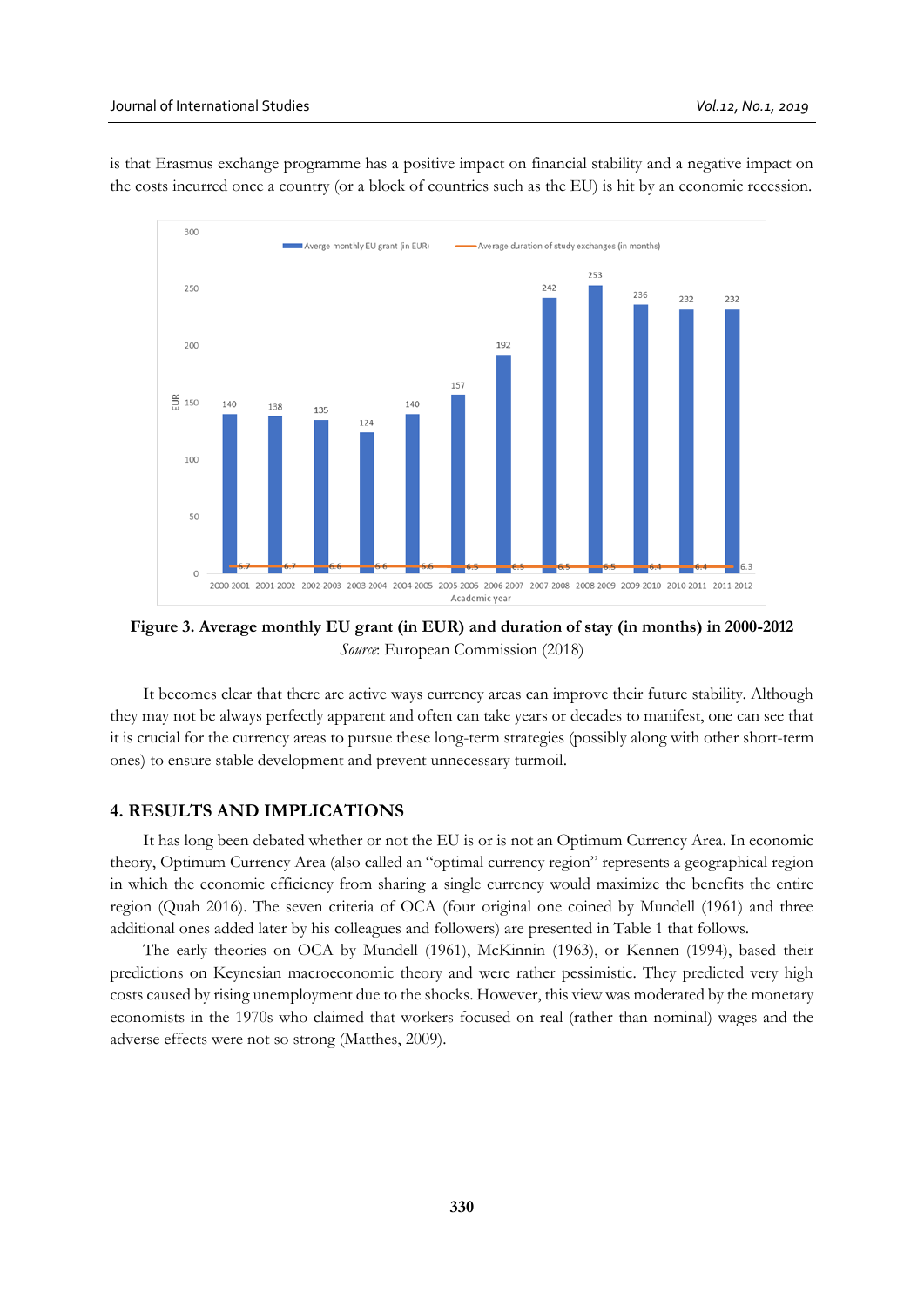is that Erasmus exchange programme has a positive impact on financial stability and a negative impact on the costs incurred once a country (or a block of countries such as the EU) is hit by an economic recession.

**Figure 3. Average monthly EU grant (in EUR) and duration of stay (in months) in 2000-2012**
*Source*: European Commission (2018)

It becomes clear that there are active ways currency areas can improve their future stability. Although they may not be always perfectly apparent and often can take years or decades to manifest, one can see that it is crucial for the currency areas to pursue these long-term strategies (possibly along with other short-term ones) to ensure stable development and prevent unnecessary turmoil.

## 4. RESULTS AND IMPLICATIONS

It has long been debated whether or not the EU is or is not an Optimum Currency Area. In economic theory, Optimum Currency Area (also called an "optimal currency region" represents a geographical region in which the economic efficiency from sharing a single currency would maximize the benefits the entire region (Quah 2016). The seven criteria of OCA (four original one coined by Mundell (1961) and three additional ones added later by his colleagues and followers) are presented in Table 1 that follows.

The early theories on OCA by Mundell (1961), McKinnin (1963), or Kennen (1994), based their predictions on Keynesian macroeconomic theory and were rather pessimistic. They predicted very high costs caused by rising unemployment due to the shocks. However, this view was moderated by the monetary economists in the 1970s who claimed that workers focused on real (rather than nominal) wages and the adverse effects were not so strong (Matthes, 2009).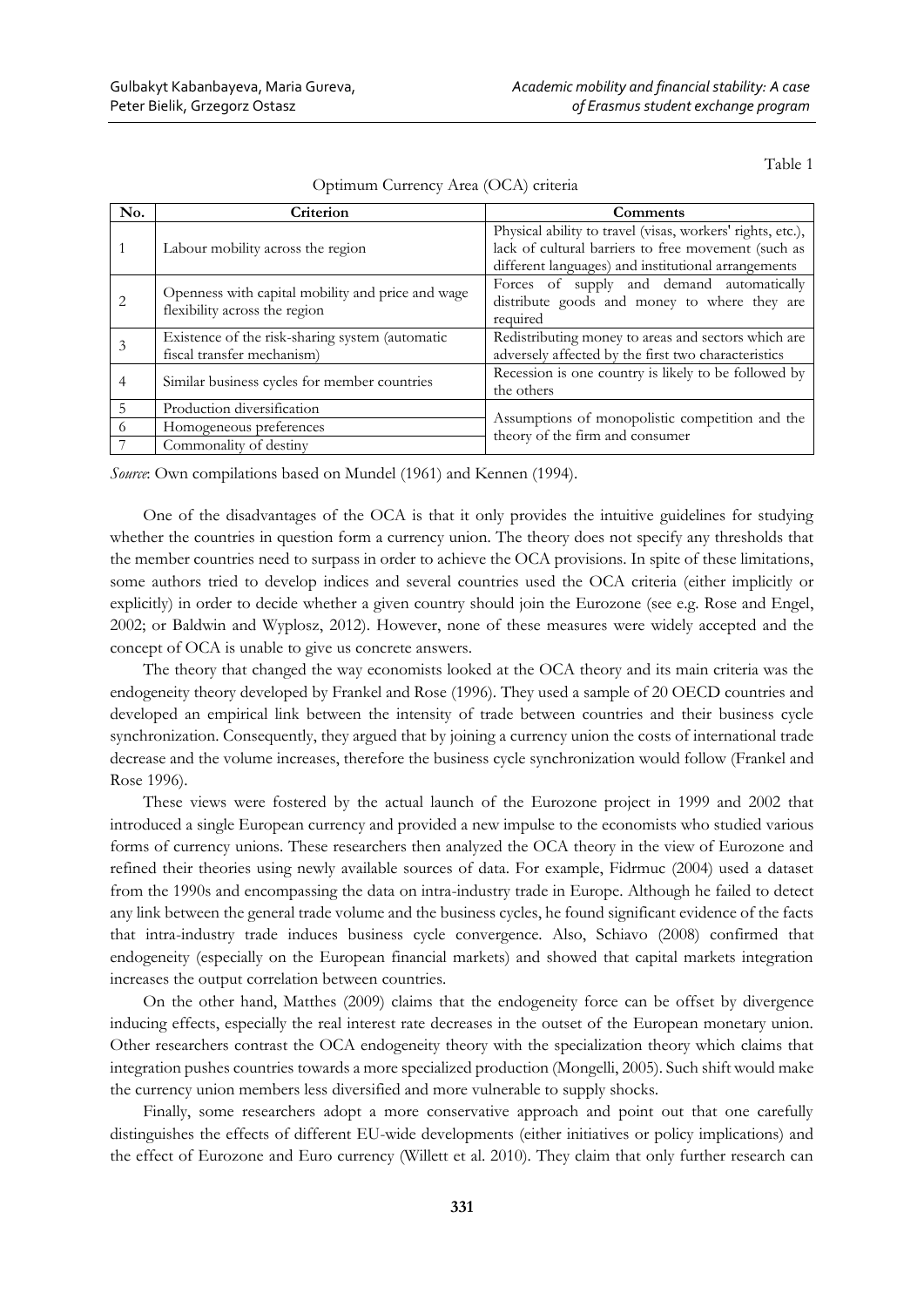Table 1

Optimum Currency Area (OCA) criteria

| No. | Criterion | Comments |
|---|---|---|
| 1 | Labour mobility across the region | Physical ability to travel (visas, workers' rights, etc.), lack of cultural barriers to free movement (such as different languages) and institutional arrangements |
| 2 | Openness with capital mobility and price and wage flexibility across the region | Forces of supply and demand automatically distribute goods and money to where they are required |
| 3 | Existence of the risk-sharing system (automatic fiscal transfer mechanism) | Redistributing money to areas and sectors which are adversely affected by the first two characteristics |
| 4 | Similar business cycles for member countries | Recession is one country is likely to be followed by the others |
| 5 | Production diversification | Assumptions of monopolistic competition and the theory of the firm and consumer |
| 6 | Homogeneous preferences | |
| 7 | Commonality of destiny | |

*Source*: Own compilations based on Mundel (1961) and Kennen (1994).

One of the disadvantages of the OCA is that it only provides the intuitive guidelines for studying whether the countries in question form a currency union. The theory does not specify any thresholds that the member countries need to surpass in order to achieve the OCA provisions. In spite of these limitations, some authors tried to develop indices and several countries used the OCA criteria (either implicitly or explicitly) in order to decide whether a given country should join the Eurozone (see e.g. Rose and Engel, 2002; or Baldwin and Wyplosz, 2012). However, none of these measures were widely accepted and the concept of OCA is unable to give us concrete answers.

The theory that changed the way economists looked at the OCA theory and its main criteria was the endogeneity theory developed by Frankel and Rose (1996). They used a sample of 20 OECD countries and developed an empirical link between the intensity of trade between countries and their business cycle synchronization. Consequently, they argued that by joining a currency union the costs of international trade decrease and the volume increases, therefore the business cycle synchronization would follow (Frankel and Rose 1996).

These views were fostered by the actual launch of the Eurozone project in 1999 and 2002 that introduced a single European currency and provided a new impulse to the economists who studied various forms of currency unions. These researchers then analyzed the OCA theory in the view of Eurozone and refined their theories using newly available sources of data. For example, Fidrmuc (2004) used a dataset from the 1990s and encompassing the data on intra-industry trade in Europe. Although he failed to detect any link between the general trade volume and the business cycles, he found significant evidence of the facts that intra-industry trade induces business cycle convergence. Also, Schiavo (2008) confirmed that endogeneity (especially on the European financial markets) and showed that capital markets integration increases the output correlation between countries.

On the other hand, Matthes (2009) claims that the endogeneity force can be offset by divergence inducing effects, especially the real interest rate decreases in the outset of the European monetary union. Other researchers contrast the OCA endogeneity theory with the specialization theory which claims that integration pushes countries towards a more specialized production (Mongelli, 2005). Such shift would make the currency union members less diversified and more vulnerable to supply shocks.

Finally, some researchers adopt a more conservative approach and point out that one carefully distinguishes the effects of different EU-wide developments (either initiatives or policy implications) and the effect of Eurozone and Euro currency (Willett et al. 2010). They claim that only further research can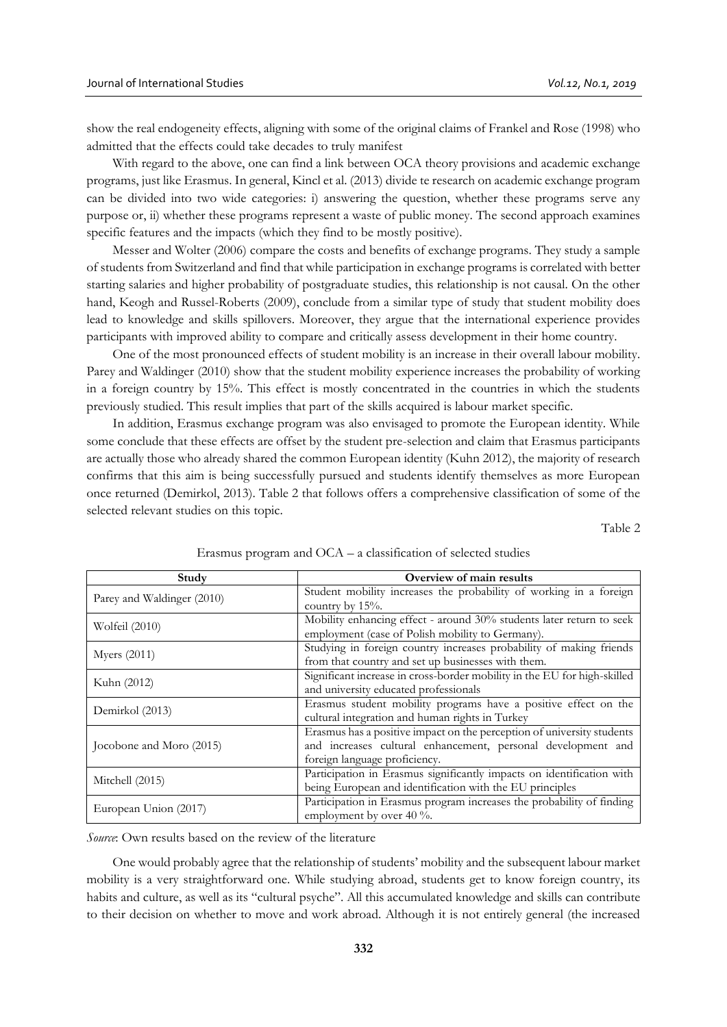show the real endogeneity effects, aligning with some of the original claims of Frankel and Rose (1998) who admitted that the effects could take decades to truly manifest

With regard to the above, one can find a link between OCA theory provisions and academic exchange programs, just like Erasmus. In general, Kincl et al. (2013) divide te research on academic exchange program can be divided into two wide categories: i) answering the question, whether these programs serve any purpose or, ii) whether these programs represent a waste of public money. The second approach examines specific features and the impacts (which they find to be mostly positive).

Messer and Wolter (2006) compare the costs and benefits of exchange programs. They study a sample of students from Switzerland and find that while participation in exchange programs is correlated with better starting salaries and higher probability of postgraduate studies, this relationship is not causal. On the other hand, Keogh and Russel-Roberts (2009), conclude from a similar type of study that student mobility does lead to knowledge and skills spillovers. Moreover, they argue that the international experience provides participants with improved ability to compare and critically assess development in their home country.

One of the most pronounced effects of student mobility is an increase in their overall labour mobility. Parey and Waldinger (2010) show that the student mobility experience increases the probability of working in a foreign country by 15%. This effect is mostly concentrated in the countries in which the students previously studied. This result implies that part of the skills acquired is labour market specific.

In addition, Erasmus exchange program was also envisaged to promote the European identity. While some conclude that these effects are offset by the student pre-selection and claim that Erasmus participants are actually those who already shared the common European identity (Kuhn 2012), the majority of research confirms that this aim is being successfully pursued and students identify themselves as more European once returned (Demirkol, 2013). Table 2 that follows offers a comprehensive classification of some of the selected relevant studies on this topic.

Table 2

Erasmus program and OCA – a classification of selected studies

| Study | Overview of main results |
|---|---|
| Parey and Waldinger (2010) | Student mobility increases the probability of working in a foreign country by 15%. |
| Wolfeil (2010) | Mobility enhancing effect - around 30% students later return to seek employment (case of Polish mobility to Germany). |
| Myers (2011) | Studying in foreign country increases probability of making friends from that country and set up businesses with them. |
| Kuhn (2012) | Significant increase in cross-border mobility in the EU for high-skilled and university educated professionals |
| Demirkol (2013) | Erasmus student mobility programs have a positive effect on the cultural integration and human rights in Turkey |
| Jocobone and Moro (2015) | Erasmus has a positive impact on the perception of university students and increases cultural enhancement, personal development and foreign language proficiency. |
| Mitchell (2015) | Participation in Erasmus significantly impacts on identification with being European and identification with the EU principles |
| European Union (2017) | Participation in Erasmus program increases the probability of finding employment by over 40 %. |

*Source*: Own results based on the review of the literature

One would probably agree that the relationship of students' mobility and the subsequent labour market mobility is a very straightforward one. While studying abroad, students get to know foreign country, its habits and culture, as well as its "cultural psyche". All this accumulated knowledge and skills can contribute to their decision on whether to move and work abroad. Although it is not entirely general (the increased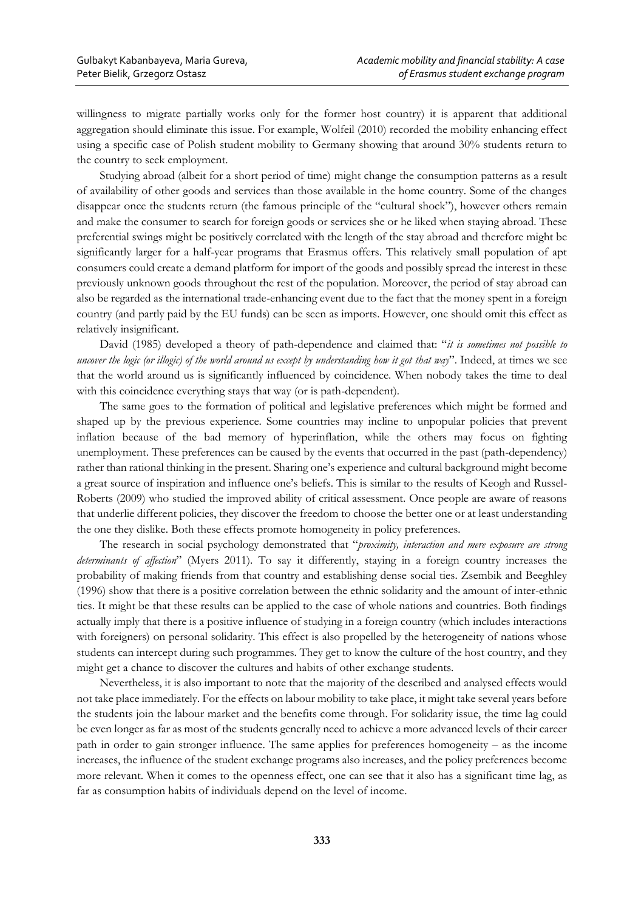willingness to migrate partially works only for the former host country) it is apparent that additional aggregation should eliminate this issue. For example, Wolfeil (2010) recorded the mobility enhancing effect using a specific case of Polish student mobility to Germany showing that around 30% students return to the country to seek employment.

Studying abroad (albeit for a short period of time) might change the consumption patterns as a result of availability of other goods and services than those available in the home country. Some of the changes disappear once the students return (the famous principle of the "cultural shock"), however others remain and make the consumer to search for foreign goods or services she or he liked when staying abroad. These preferential swings might be positively correlated with the length of the stay abroad and therefore might be significantly larger for a half-year programs that Erasmus offers. This relatively small population of apt consumers could create a demand platform for import of the goods and possibly spread the interest in these previously unknown goods throughout the rest of the population. Moreover, the period of stay abroad can also be regarded as the international trade-enhancing event due to the fact that the money spent in a foreign country (and partly paid by the EU funds) can be seen as imports. However, one should omit this effect as relatively insignificant.

David (1985) developed a theory of path-dependence and claimed that: "*it is sometimes not possible to uncover the logic (or illogic) of the world around us except by understanding how it got that way*". Indeed, at times we see that the world around us is significantly influenced by coincidence. When nobody takes the time to deal with this coincidence everything stays that way (or is path-dependent).

The same goes to the formation of political and legislative preferences which might be formed and shaped up by the previous experience. Some countries may incline to unpopular policies that prevent inflation because of the bad memory of hyperinflation, while the others may focus on fighting unemployment. These preferences can be caused by the events that occurred in the past (path-dependency) rather than rational thinking in the present. Sharing one's experience and cultural background might become a great source of inspiration and influence one's beliefs. This is similar to the results of Keogh and Russel-Roberts (2009) who studied the improved ability of critical assessment. Once people are aware of reasons that underlie different policies, they discover the freedom to choose the better one or at least understanding the one they dislike. Both these effects promote homogeneity in policy preferences.

The research in social psychology demonstrated that "*proximity, interaction and mere exposure are strong determinants of affection*" (Myers 2011). To say it differently, staying in a foreign country increases the probability of making friends from that country and establishing dense social ties. Zsembik and Beeghley (1996) show that there is a positive correlation between the ethnic solidarity and the amount of inter-ethnic ties. It might be that these results can be applied to the case of whole nations and countries. Both findings actually imply that there is a positive influence of studying in a foreign country (which includes interactions with foreigners) on personal solidarity. This effect is also propelled by the heterogeneity of nations whose students can intercept during such programmes. They get to know the culture of the host country, and they might get a chance to discover the cultures and habits of other exchange students.

Nevertheless, it is also important to note that the majority of the described and analysed effects would not take place immediately. For the effects on labour mobility to take place, it might take several years before the students join the labour market and the benefits come through. For solidarity issue, the time lag could be even longer as far as most of the students generally need to achieve a more advanced levels of their career path in order to gain stronger influence. The same applies for preferences homogeneity – as the income increases, the influence of the student exchange programs also increases, and the policy preferences become more relevant. When it comes to the openness effect, one can see that it also has a significant time lag, as far as consumption habits of individuals depend on the level of income.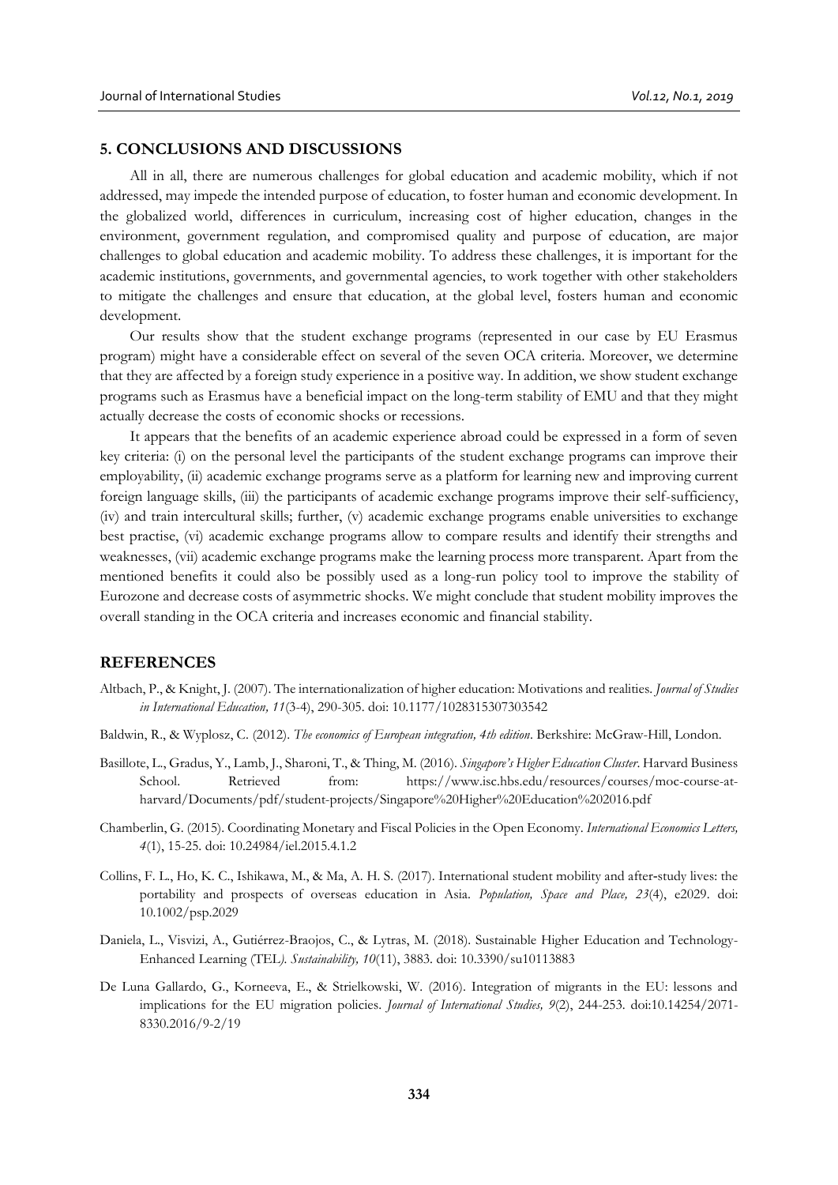## 5. CONCLUSIONS AND DISCUSSIONS

All in all, there are numerous challenges for global education and academic mobility, which if not addressed, may impede the intended purpose of education, to foster human and economic development. In the globalized world, differences in curriculum, increasing cost of higher education, changes in the environment, government regulation, and compromised quality and purpose of education, are major challenges to global education and academic mobility. To address these challenges, it is important for the academic institutions, governments, and governmental agencies, to work together with other stakeholders to mitigate the challenges and ensure that education, at the global level, fosters human and economic development.

Our results show that the student exchange programs (represented in our case by EU Erasmus program) might have a considerable effect on several of the seven OCA criteria. Moreover, we determine that they are affected by a foreign study experience in a positive way. In addition, we show student exchange programs such as Erasmus have a beneficial impact on the long-term stability of EMU and that they might actually decrease the costs of economic shocks or recessions.

It appears that the benefits of an academic experience abroad could be expressed in a form of seven key criteria: (i) on the personal level the participants of the student exchange programs can improve their employability, (ii) academic exchange programs serve as a platform for learning new and improving current foreign language skills, (iii) the participants of academic exchange programs improve their self-sufficiency, (iv) and train intercultural skills; further, (v) academic exchange programs enable universities to exchange best practise, (vi) academic exchange programs allow to compare results and identify their strengths and weaknesses, (vii) academic exchange programs make the learning process more transparent. Apart from the mentioned benefits it could also be possibly used as a long-run policy tool to improve the stability of Eurozone and decrease costs of asymmetric shocks. We might conclude that student mobility improves the overall standing in the OCA criteria and increases economic and financial stability.

## REFERENCES

Altbach, P., & Knight, J. (2007). The internationalization of higher education: Motivations and realities. *Journal of Studies in International Education, 11*(3-4), 290-305. doi: 10.1177/1028315307303542

Baldwin, R., & Wyplosz, C. (2012). *The economics of European integration, 4th edition*. Berkshire: McGraw-Hill, London.

Basillote, L., Gradus, Y., Lamb, J., Sharoni, T., & Thing, M. (2016). *Singapore's Higher Education Cluster*. Harvard Business School. Retrieved from: https://www.isc.hbs.edu/resources/courses/moc-course-at-harvard/Documents/pdf/student-projects/Singapore%20Higher%20Education%202016.pdf

Chamberlin, G. (2015). Coordinating Monetary and Fiscal Policies in the Open Economy. *International Economics Letters, 4*(1), 15-25. doi: 10.24984/iel.2015.4.1.2

Collins, F. L., Ho, K. C., Ishikawa, M., & Ma, A. H. S. (2017). International student mobility and after-study lives: the portability and prospects of overseas education in Asia. *Population, Space and Place, 23*(4), e2029. doi: 10.1002/psp.2029

Daniela, L., Visvizi, A., Gutiérrez-Braojos, C., & Lytras, M. (2018). Sustainable Higher Education and Technology-Enhanced Learning (TEL*). Sustainability, 10*(11), 3883. doi: 10.3390/su10113883

De Luna Gallardo, G., Korneeva, E., & Strielkowski, W. (2016). Integration of migrants in the EU: lessons and implications for the EU migration policies. *Journal of International Studies, 9*(2), 244-253. doi:10.14254/2071-8330.2016/9-2/19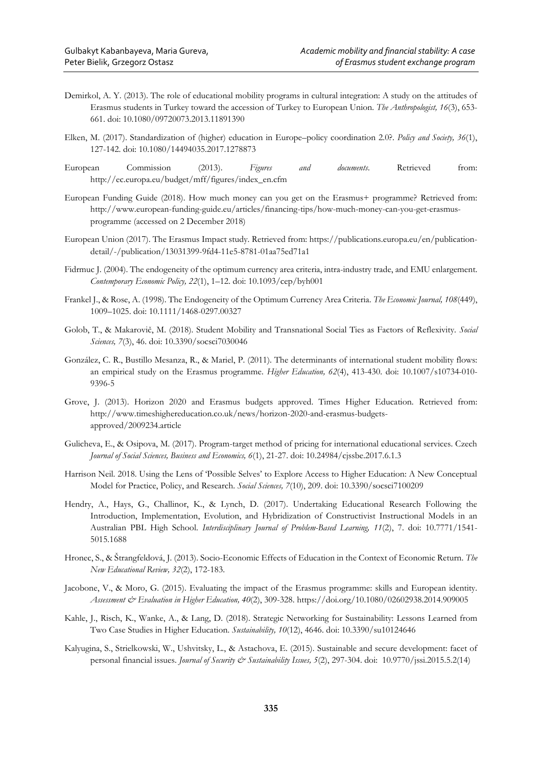Demirkol, A. Y. (2013). The role of educational mobility programs in cultural integration: A study on the attitudes of Erasmus students in Turkey toward the accession of Turkey to European Union. *The Anthropologist, 16*(3), 653-661. doi: 10.1080/09720073.2013.11891390

Elken, M. (2017). Standardization of (higher) education in Europe–policy coordination 2.0?. *Policy and Society, 36*(1), 127-142. doi: 10.1080/14494035.2017.1278873

European Commission (2013). *Figures and documents*. Retrieved from: http://ec.europa.eu/budget/mff/figures/index_en.cfm

European Funding Guide (2018). How much money can you get on the Erasmus+ programme? Retrieved from: http://www.european-funding-guide.eu/articles/financing-tips/how-much-money-can-you-get-erasmus-programme (accessed on 2 December 2018)

European Union (2017). The Erasmus Impact study. Retrieved from: https://publications.europa.eu/en/publication-detail/-/publication/13031399-9fd4-11e5-8781-01aa75ed71a1

Fidrmuc J. (2004). The endogeneity of the optimum currency area criteria, intra-industry trade, and EMU enlargement. *Contemporary Economic Policy, 22*(1), 1–12. doi: 10.1093/cep/byh001

Frankel J., & Rose, A. (1998). The Endogeneity of the Optimum Currency Area Criteria. *The Economic Journal, 108*(449), 1009–1025. doi: 10.1111/1468-0297.00327

Golob, T., & Makarovič, M. (2018). Student Mobility and Transnational Social Ties as Factors of Reflexivity. *Social Sciences, 7*(3), 46. doi: 10.3390/socsci7030046

González, C. R., Bustillo Mesanza, R., & Mariel, P. (2011). The determinants of international student mobility flows: an empirical study on the Erasmus programme. *Higher Education, 62*(4), 413-430. doi: 10.1007/s10734-010-9396-5

Grove, J. (2013). Horizon 2020 and Erasmus budgets approved. Times Higher Education. Retrieved from: http://www.timeshighereducation.co.uk/news/horizon-2020-and-erasmus-budgets-approved/2009234.article

Gulicheva, E., & Osipova, M. (2017). Program-target method of pricing for international educational services. Czech *Journal of Social Sciences, Business and Economics, 6*(1), 21-27. doi: 10.24984/cjssbe.2017.6.1.3

Harrison Neil. 2018. Using the Lens of 'Possible Selves' to Explore Access to Higher Education: A New Conceptual Model for Practice, Policy, and Research. *Social Sciences, 7*(10), 209. doi: 10.3390/socsci7100209

Hendry, A., Hays, G., Challinor, K., & Lynch, D. (2017). Undertaking Educational Research Following the Introduction, Implementation, Evolution, and Hybridization of Constructivist Instructional Models in an Australian PBL High School. *Interdisciplinary Journal of Problem-Based Learning, 11*(2), 7. doi: 10.7771/1541-5015.1688

Hronec, S., & Štrangfeldová, J. (2013). Socio-Economic Effects of Education in the Context of Economic Return. *The New Educational Review, 32*(2), 172-183.

Jacobone, V., & Moro, G. (2015). Evaluating the impact of the Erasmus programme: skills and European identity. *Assessment & Evaluation in Higher Education, 40*(2), 309-328. https://doi.org/10.1080/02602938.2014.909005

Kahle, J., Risch, K., Wanke, A., & Lang, D. (2018). Strategic Networking for Sustainability: Lessons Learned from Two Case Studies in Higher Education. *Sustainability, 10*(12), 4646. doi: 10.3390/su10124646

Kalyugina, S., Strielkowski, W., Ushvitsky, L., & Astachova, E. (2015). Sustainable and secure development: facet of personal financial issues. *Journal of Security & Sustainability Issues, 5*(2), 297-304. doi: 10.9770/jssi.2015.5.2(14)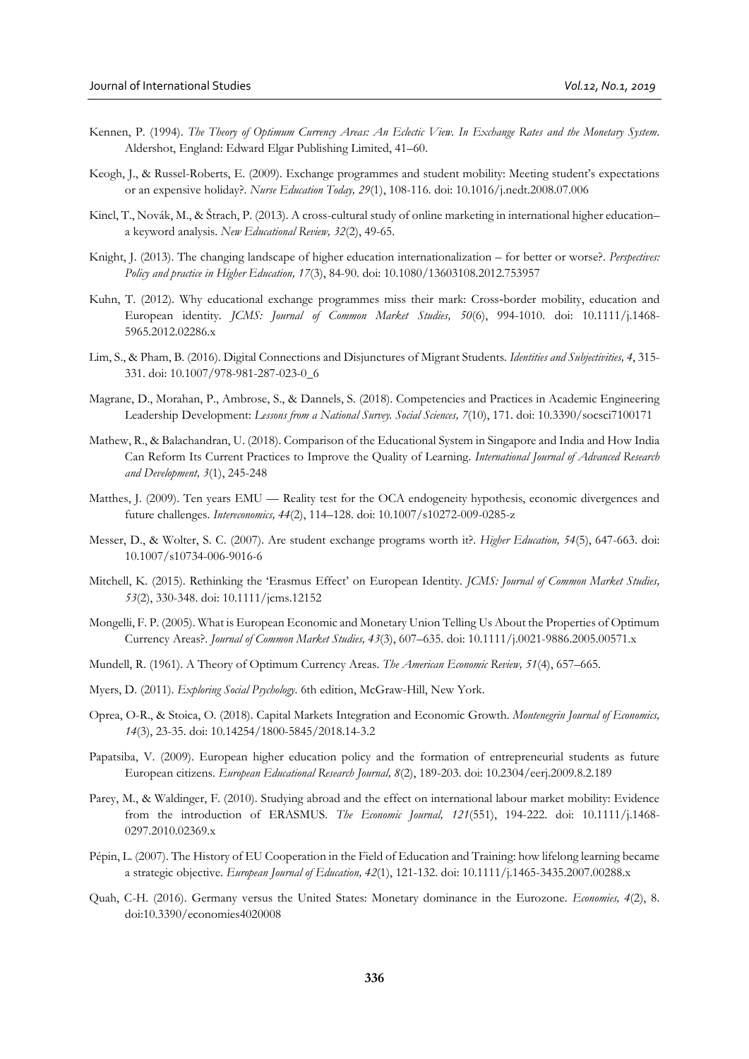Kennen, P. (1994). *The Theory of Optimum Currency Areas: An Eclectic View. In Exchange Rates and the Monetary System*. Aldershot, England: Edward Elgar Publishing Limited, 41–60.

Keogh, J., & Russel-Roberts, E. (2009). Exchange programmes and student mobility: Meeting student's expectations or an expensive holiday?. *Nurse Education Today, 29*(1), 108-116. doi: 10.1016/j.nedt.2008.07.006

Kincl, T., Novák, M., & Štrach, P. (2013). A cross-cultural study of online marketing in international higher education– a keyword analysis. *New Educational Review, 32*(2), 49-65.

Knight, J. (2013). The changing landscape of higher education internationalization – for better or worse?. *Perspectives: Policy and practice in Higher Education, 17*(3), 84-90. doi: 10.1080/13603108.2012.753957

Kuhn, T. (2012). Why educational exchange programmes miss their mark: Cross‐border mobility, education and European identity. *JCMS: Journal of Common Market Studies, 50*(6), 994-1010. doi: 10.1111/j.1468-5965.2012.02286.x

Lim, S., & Pham, B. (2016). Digital Connections and Disjunctures of Migrant Students. *Identities and Subjectivities, 4*, 315-331. doi: 10.1007/978-981-287-023-0_6

Magrane, D., Morahan, P., Ambrose, S., & Dannels, S. (2018). Competencies and Practices in Academic Engineering Leadership Development: *Lessons from a National Survey. Social Sciences, 7*(10), 171. doi: 10.3390/socsci7100171

Mathew, R., & Balachandran, U. (2018). Comparison of the Educational System in Singapore and India and How India Can Reform Its Current Practices to Improve the Quality of Learning. *International Journal of Advanced Research and Development, 3*(1), 245-248

Matthes, J. (2009). Ten years EMU — Reality test for the OCA endogeneity hypothesis, economic divergences and future challenges. *Intereconomics, 44*(2), 114–128. doi: 10.1007/s10272-009-0285-z

Messer, D., & Wolter, S. C. (2007). Are student exchange programs worth it?. *Higher Education, 54*(5), 647-663. doi: 10.1007/s10734-006-9016-6

Mitchell, K. (2015). Rethinking the 'Erasmus Effect' on European Identity. *JCMS: Journal of Common Market Studies, 53*(2), 330-348. doi: 10.1111/jcms.12152

Mongelli, F. P. (2005). What is European Economic and Monetary Union Telling Us About the Properties of Optimum Currency Areas?. *Journal of Common Market Studies, 43*(3), 607–635. doi: 10.1111/j.0021-9886.2005.00571.x

Mundell, R. (1961). A Theory of Optimum Currency Areas. *The American Economic Review, 51*(4), 657–665.

Myers, D. (2011). *Exploring Social Psychology*. 6th edition, McGraw-Hill, New York.

Oprea, O-R., & Stoica, O. (2018). Capital Markets Integration and Economic Growth. *Montenegrin Journal of Economics, 14*(3), 23-35. doi: 10.14254/1800-5845/2018.14-3.2

Papatsiba, V. (2009). European higher education policy and the formation of entrepreneurial students as future European citizens. *European Educational Research Journal, 8*(2), 189-203. doi: 10.2304/eerj.2009.8.2.189

Parey, M., & Waldinger, F. (2010). Studying abroad and the effect on international labour market mobility: Evidence from the introduction of ERASMUS. *The Economic Journal, 121*(551), 194-222. doi: 10.1111/j.1468-0297.2010.02369.x

Pépin, L. (2007). The History of EU Cooperation in the Field of Education and Training: how lifelong learning became a strategic objective. *European Journal of Education, 42*(1), 121-132. doi: 10.1111/j.1465-3435.2007.00288.x

Quah, C-H. (2016). Germany versus the United States: Monetary dominance in the Eurozone. *Economies, 4*(2), 8. doi:10.3390/economies4020008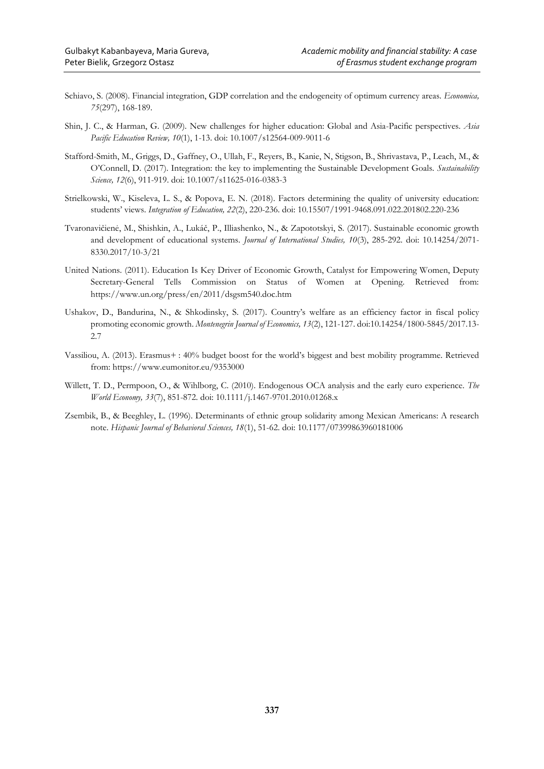Schiavo, S. (2008). Financial integration, GDP correlation and the endogeneity of optimum currency areas. *Economica, 75*(297), 168-189.

Shin, J. C., & Harman, G. (2009). New challenges for higher education: Global and Asia-Pacific perspectives. *Asia Pacific Education Review, 10*(1), 1-13. doi: 10.1007/s12564-009-9011-6

Stafford-Smith, M., Griggs, D., Gaffney, O., Ullah, F., Reyers, B., Kanie, N, Stigson, B., Shrivastava, P., Leach, M., & O'Connell, D. (2017). Integration: the key to implementing the Sustainable Development Goals. *Sustainability Science, 12*(6), 911-919. doi: 10.1007/s11625-016-0383-3

Strielkowski, W., Kiseleva, L. S., & Popova, E. N. (2018). Factors determining the quality of university education: students' views. *Integration of Education, 22*(2), 220-236. doi: 10.15507/1991-9468.091.022.201802.220-236

Tvaronavičienė, M., Shishkin, A., Lukáč, P., Illiashenko, N., & Zapototskyi, S. (2017). Sustainable economic growth and development of educational systems. *Journal of International Studies, 10*(3), 285-292. doi: 10.14254/2071-8330.2017/10-3/21

United Nations. (2011). Education Is Key Driver of Economic Growth, Catalyst for Empowering Women, Deputy Secretary-General Tells Commission on Status of Women at Opening. Retrieved from: https://www.un.org/press/en/2011/dsgsm540.doc.htm

Ushakov, D., Bandurina, N., & Shkodinsky, S. (2017). Country's welfare as an efficiency factor in fiscal policy promoting economic growth. *Montenegrin Journal of Economics, 13*(2), 121-127. doi:10.14254/1800-5845/2017.13-2.7

Vassiliou, A. (2013). Erasmus+ : 40% budget boost for the world's biggest and best mobility programme. Retrieved from: https://www.eumonitor.eu/9353000

Willett, T. D., Permpoon, O., & Wihlborg, C. (2010). Endogenous OCA analysis and the early euro experience. *The World Economy, 33*(7), 851-872. doi: 10.1111/j.1467-9701.2010.01268.x

Zsembik, B., & Beeghley, L. (1996). Determinants of ethnic group solidarity among Mexican Americans: A research note. *Hispanic Journal of Behavioral Sciences, 18*(1), 51-62. doi: 10.1177/07399863960181006